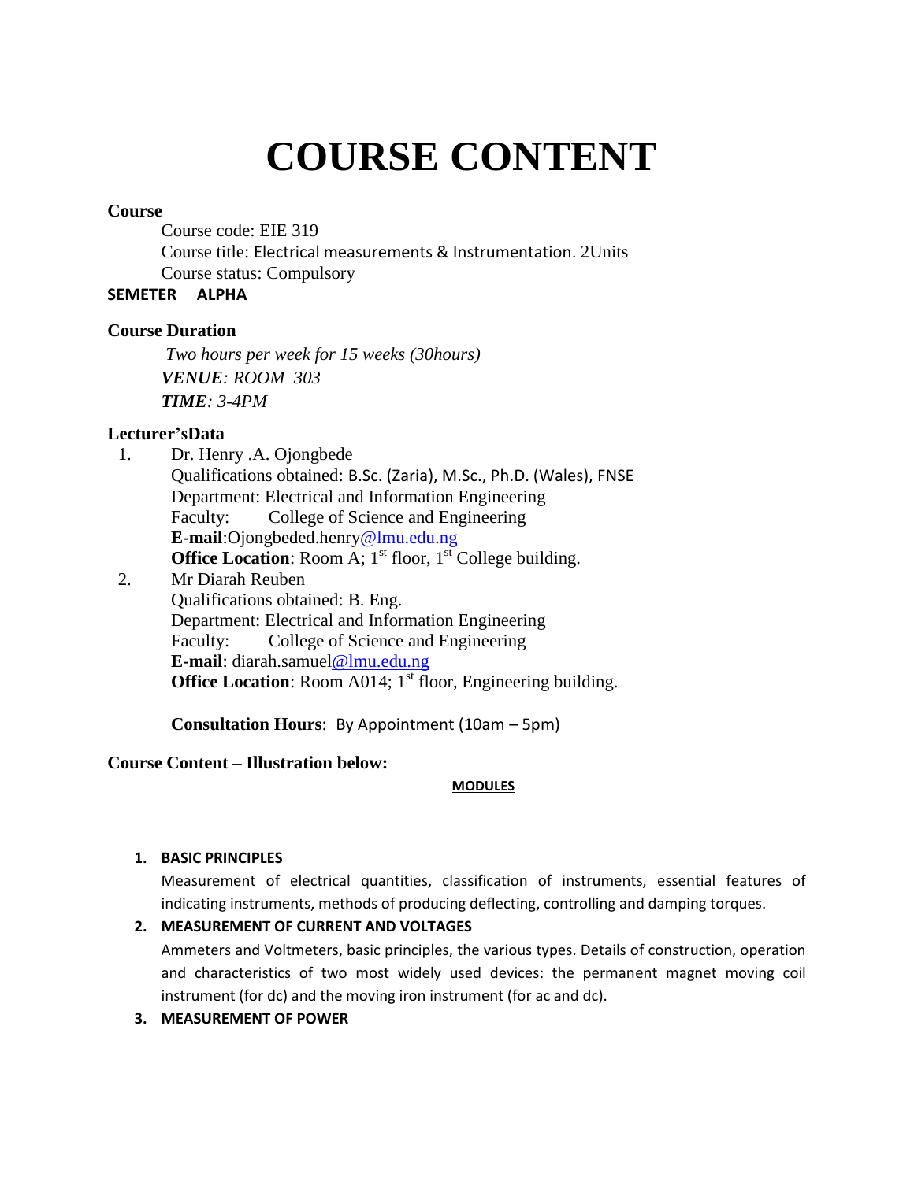# COURSE CONTENT

**Course**

Course code: EIE 319
Course title: Electrical measurements & Instrumentation. 2Units
Course status: Compulsory

**SEMETER ALPHA**

**Course Duration**

*Two hours per week for 15 weeks (30hours)*
***VENUE**: ROOM 303*
***TIME**: 3-4PM*

**Lecturer'sData**

1. Dr. Henry .A. Ojongbede
   Qualifications obtained: B.Sc. (Zaria), M.Sc., Ph.D. (Wales), FNSE
   Department: Electrical and Information Engineering
   Faculty: College of Science and Engineering
   **E-mail**:Ojongbeded.henry@lmu.edu.ng
   **Office Location**: Room A; 1st floor, 1st College building.
2. Mr Diarah Reuben
   Qualifications obtained: B. Eng.
   Department: Electrical and Information Engineering
   Faculty: College of Science and Engineering
   **E-mail**: diarah.samuel@lmu.edu.ng
   **Office Location**: Room A014; 1st floor, Engineering building.

   **Consultation Hours**: By Appointment (10am – 5pm)

**Course Content – Illustration below:**

**MODULES**

1. **BASIC PRINCIPLES**
   Measurement of electrical quantities, classification of instruments, essential features of indicating instruments, methods of producing deflecting, controlling and damping torques.
2. **MEASUREMENT OF CURRENT AND VOLTAGES**
   Ammeters and Voltmeters, basic principles, the various types. Details of construction, operation and characteristics of two most widely used devices: the permanent magnet moving coil instrument (for dc) and the moving iron instrument (for ac and dc).
3. **MEASUREMENT OF POWER**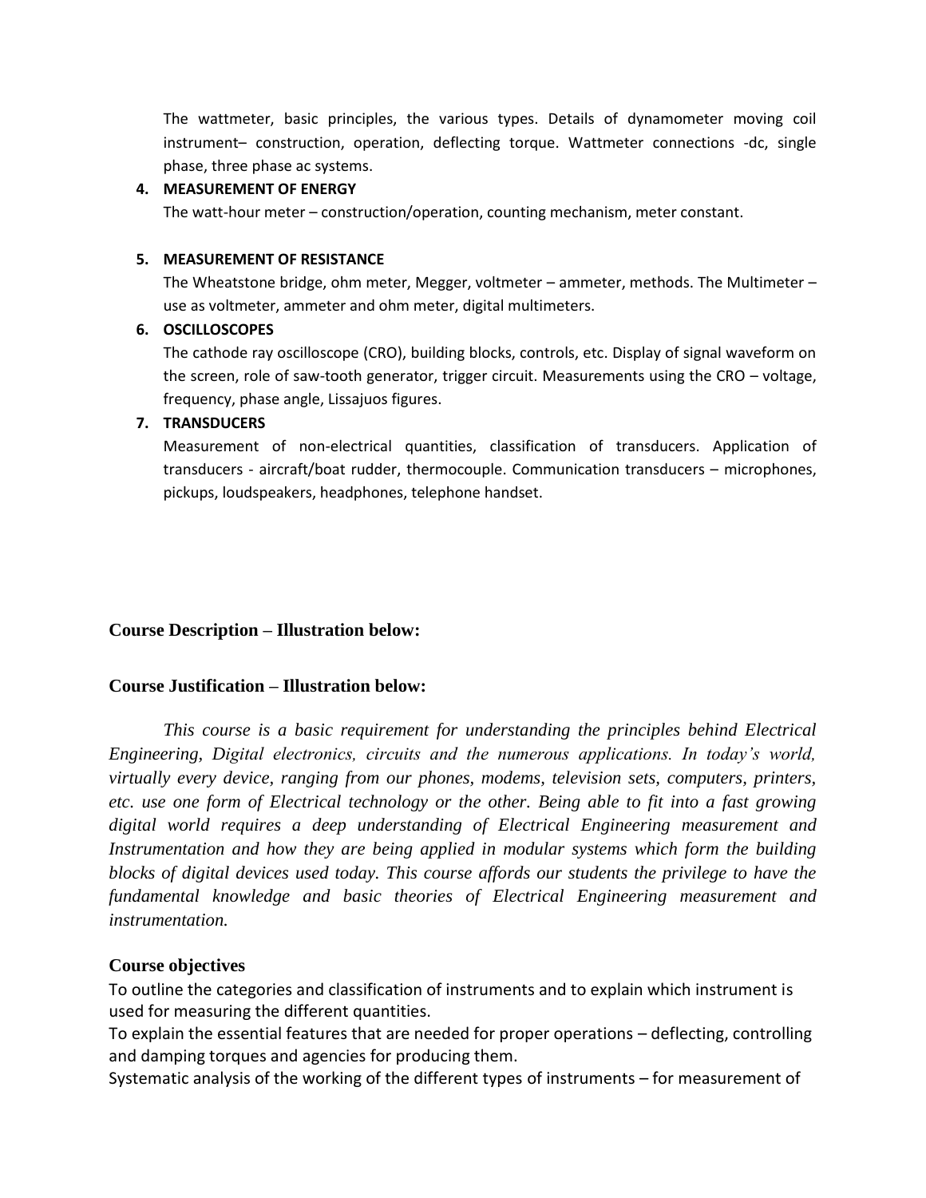The wattmeter, basic principles, the various types. Details of dynamometer moving coil instrument– construction, operation, deflecting torque. Wattmeter connections -dc, single phase, three phase ac systems.

4. **MEASUREMENT OF ENERGY**

   The watt-hour meter – construction/operation, counting mechanism, meter constant.

5. **MEASUREMENT OF RESISTANCE**

   The Wheatstone bridge, ohm meter, Megger, voltmeter – ammeter, methods. The Multimeter – use as voltmeter, ammeter and ohm meter, digital multimeters.

6. **OSCILLOSCOPES**

   The cathode ray oscilloscope (CRO), building blocks, controls, etc. Display of signal waveform on the screen, role of saw-tooth generator, trigger circuit. Measurements using the CRO – voltage, frequency, phase angle, Lissajuos figures.

7. **TRANSDUCERS**

   Measurement of non-electrical quantities, classification of transducers. Application of transducers - aircraft/boat rudder, thermocouple. Communication transducers – microphones, pickups, loudspeakers, headphones, telephone handset.

**Course Description – Illustration below:**

**Course Justification – Illustration below:**

*This course is a basic requirement for understanding the principles behind Electrical Engineering, Digital electronics, circuits and the numerous applications. In today's world, virtually every device, ranging from our phones, modems, television sets, computers, printers, etc. use one form of Electrical technology or the other. Being able to fit into a fast growing digital world requires a deep understanding of Electrical Engineering measurement and Instrumentation and how they are being applied in modular systems which form the building blocks of digital devices used today. This course affords our students the privilege to have the fundamental knowledge and basic theories of Electrical Engineering measurement and instrumentation.*

**Course objectives**

To outline the categories and classification of instruments and to explain which instrument is used for measuring the different quantities.

To explain the essential features that are needed for proper operations – deflecting, controlling and damping torques and agencies for producing them.

Systematic analysis of the working of the different types of instruments – for measurement of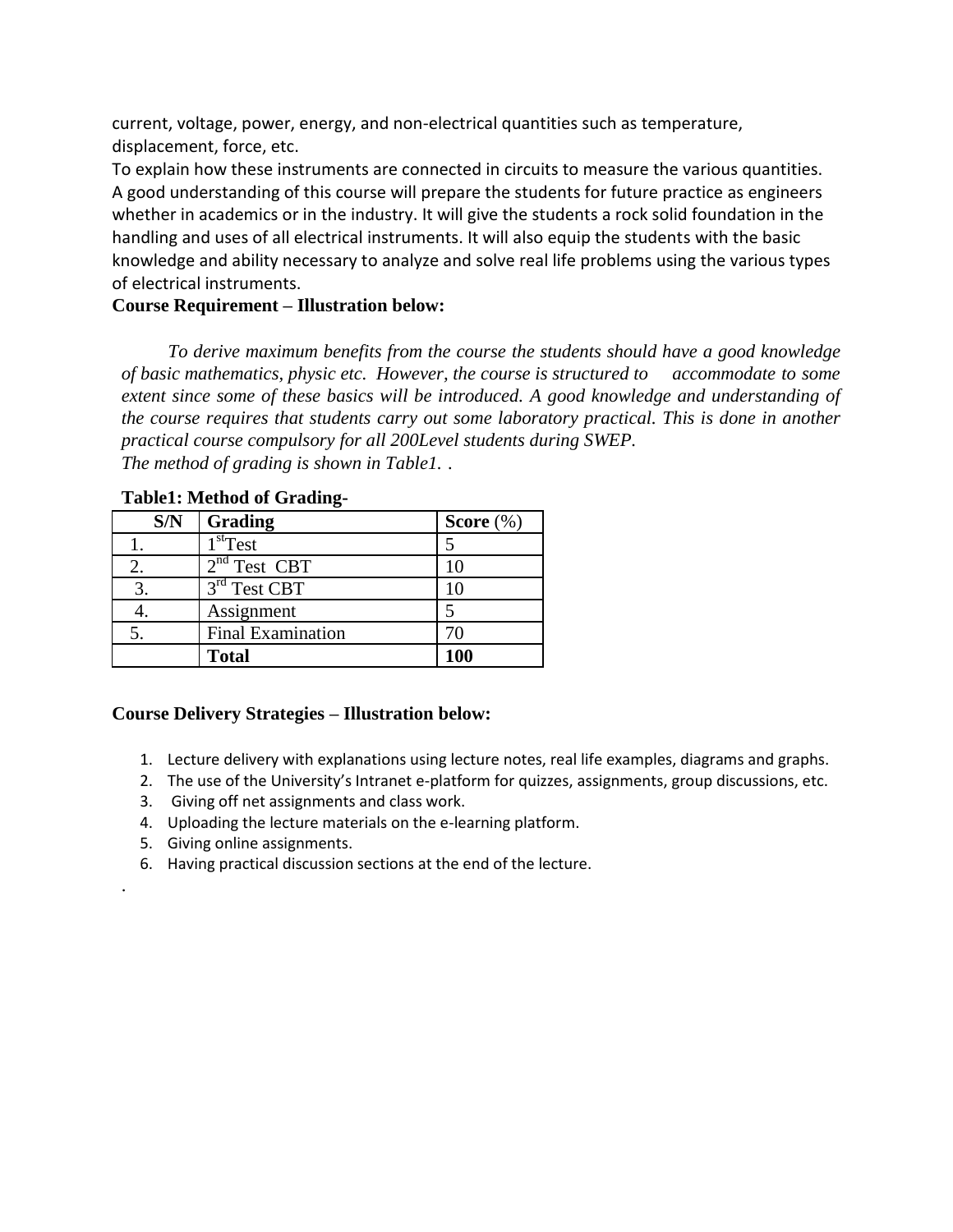current, voltage, power, energy, and non-electrical quantities such as temperature, displacement, force, etc.

To explain how these instruments are connected in circuits to measure the various quantities.

A good understanding of this course will prepare the students for future practice as engineers whether in academics or in the industry. It will give the students a rock solid foundation in the handling and uses of all electrical instruments. It will also equip the students with the basic knowledge and ability necessary to analyze and solve real life problems using the various types of electrical instruments.

**Course Requirement – Illustration below:**

*To derive maximum benefits from the course the students should have a good knowledge of basic mathematics, physic etc. However, the course is structured to accommodate to some extent since some of these basics will be introduced. A good knowledge and understanding of the course requires that students carry out some laboratory practical. This is done in another practical course compulsory for all 200Level students during SWEP.*

*The method of grading is shown in Table1. .*

**Table1: Method of Grading-**

| S/N | Grading | Score (%) |
|---|---|---|
| 1. | 1st Test | 5 |
| 2. | 2nd Test CBT | 10 |
| 3. | 3rd Test CBT | 10 |
| 4. | Assignment | 5 |
| 5. | Final Examination | 70 |
| | **Total** | **100** |

**Course Delivery Strategies – Illustration below:**

1. Lecture delivery with explanations using lecture notes, real life examples, diagrams and graphs.
2. The use of the University's Intranet e-platform for quizzes, assignments, group discussions, etc.
3. Giving off net assignments and class work.
4. Uploading the lecture materials on the e-learning platform.
5. Giving online assignments.
6. Having practical discussion sections at the end of the lecture.

.